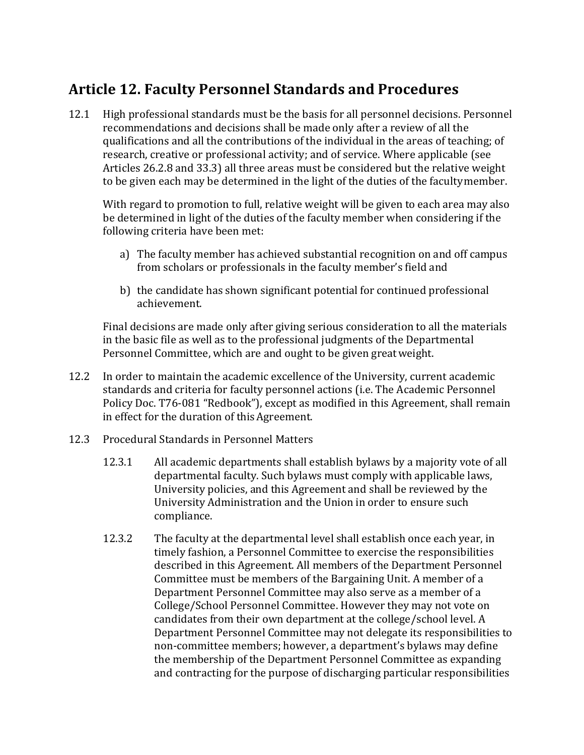# Article 12. Faculty Personnel Standards and Procedures

12.1 High professional standards must be the basis for all personnel decisions. Personnel recommendations and decisions shall be made only after a review of all the qualifications and all the contributions of the individual in the areas of teaching; of research, creative or professional activity; and of service. Where applicable (see Articles 26.2.8 and 33.3) all three areas must be considered but the relative weight to be given each may be determined in the light of the duties of the faculty member.

With regard to promotion to full, relative weight will be given to each area may also be determined in light of the duties of the faculty member when considering if the following criteria have been met:

a) The faculty member has achieved substantial recognition on and off campus from scholars or professionals in the faculty member's field and

b) the candidate has shown significant potential for continued professional achievement.

Final decisions are made only after giving serious consideration to all the materials in the basic file as well as to the professional judgments of the Departmental Personnel Committee, which are and ought to be given great weight.

12.2 In order to maintain the academic excellence of the University, current academic standards and criteria for faculty personnel actions (i.e. The Academic Personnel Policy Doc. T76-081 "Redbook"), except as modified in this Agreement, shall remain in effect for the duration of this Agreement.

12.3 Procedural Standards in Personnel Matters

12.3.1 All academic departments shall establish bylaws by a majority vote of all departmental faculty. Such bylaws must comply with applicable laws, University policies, and this Agreement and shall be reviewed by the University Administration and the Union in order to ensure such compliance.

12.3.2 The faculty at the departmental level shall establish once each year, in timely fashion, a Personnel Committee to exercise the responsibilities described in this Agreement. All members of the Department Personnel Committee must be members of the Bargaining Unit. A member of a Department Personnel Committee may also serve as a member of a College/School Personnel Committee. However they may not vote on candidates from their own department at the college/school level. A Department Personnel Committee may not delegate its responsibilities to non-committee members; however, a department's bylaws may define the membership of the Department Personnel Committee as expanding and contracting for the purpose of discharging particular responsibilities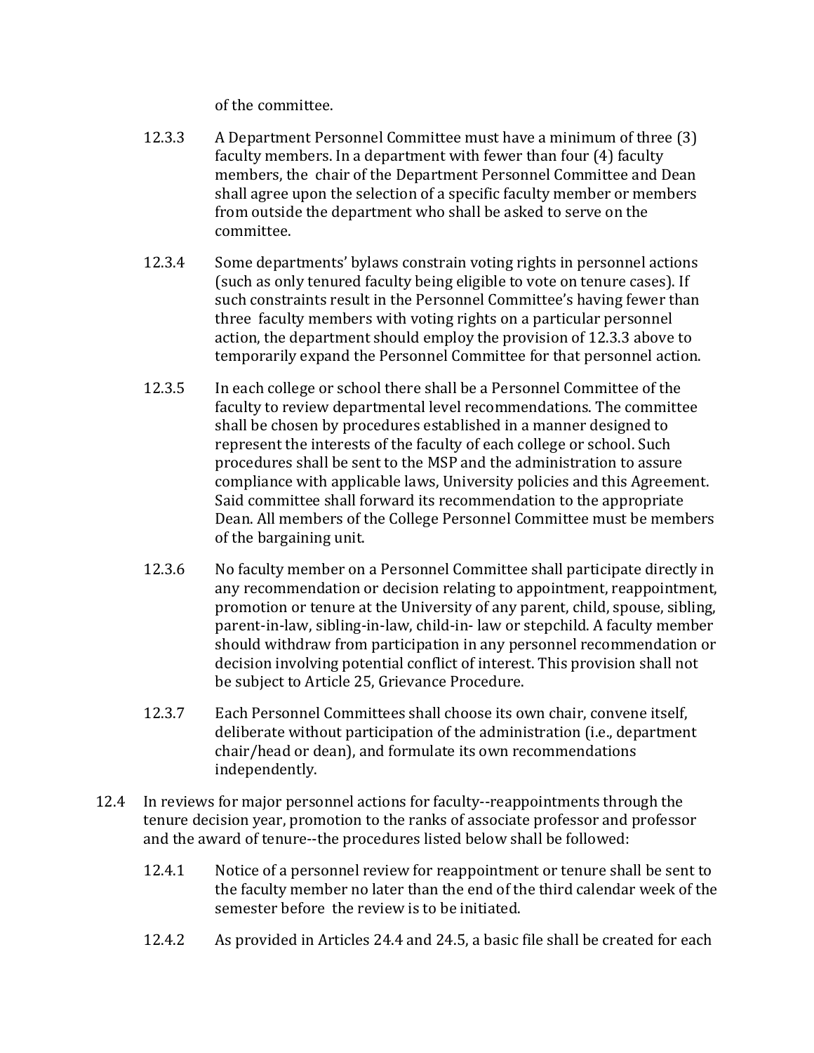of the committee.

12.3.3 A Department Personnel Committee must have a minimum of three (3) faculty members. In a department with fewer than four (4) faculty members, the chair of the Department Personnel Committee and Dean shall agree upon the selection of a specific faculty member or members from outside the department who shall be asked to serve on the committee.

12.3.4 Some departments' bylaws constrain voting rights in personnel actions (such as only tenured faculty being eligible to vote on tenure cases). If such constraints result in the Personnel Committee's having fewer than three faculty members with voting rights on a particular personnel action, the department should employ the provision of 12.3.3 above to temporarily expand the Personnel Committee for that personnel action.

12.3.5 In each college or school there shall be a Personnel Committee of the faculty to review departmental level recommendations. The committee shall be chosen by procedures established in a manner designed to represent the interests of the faculty of each college or school. Such procedures shall be sent to the MSP and the administration to assure compliance with applicable laws, University policies and this Agreement. Said committee shall forward its recommendation to the appropriate Dean. All members of the College Personnel Committee must be members of the bargaining unit.

12.3.6 No faculty member on a Personnel Committee shall participate directly in any recommendation or decision relating to appointment, reappointment, promotion or tenure at the University of any parent, child, spouse, sibling, parent-in-law, sibling-in-law, child-in- law or stepchild. A faculty member should withdraw from participation in any personnel recommendation or decision involving potential conflict of interest. This provision shall not be subject to Article 25, Grievance Procedure.

12.3.7 Each Personnel Committees shall choose its own chair, convene itself, deliberate without participation of the administration (i.e., department chair/head or dean), and formulate its own recommendations independently.

12.4 In reviews for major personnel actions for faculty--reappointments through the tenure decision year, promotion to the ranks of associate professor and professor and the award of tenure--the procedures listed below shall be followed:

12.4.1 Notice of a personnel review for reappointment or tenure shall be sent to the faculty member no later than the end of the third calendar week of the semester before the review is to be initiated.

12.4.2 As provided in Articles 24.4 and 24.5, a basic file shall be created for each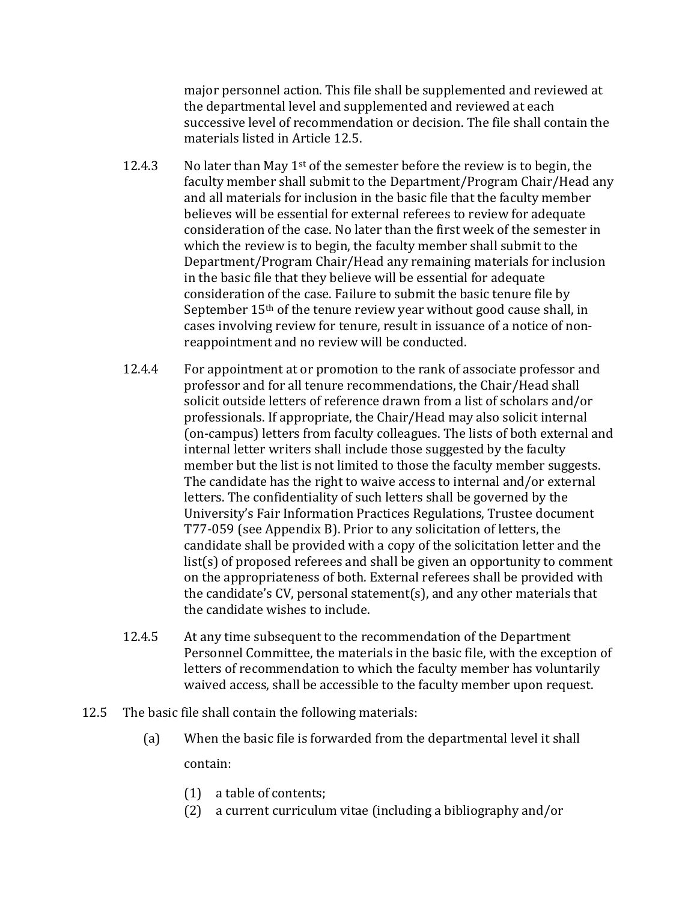major personnel action. This file shall be supplemented and reviewed at the departmental level and supplemented and reviewed at each successive level of recommendation or decision. The file shall contain the materials listed in Article 12.5.

12.4.3 No later than May 1st of the semester before the review is to begin, the faculty member shall submit to the Department/Program Chair/Head any and all materials for inclusion in the basic file that the faculty member believes will be essential for external referees to review for adequate consideration of the case. No later than the first week of the semester in which the review is to begin, the faculty member shall submit to the Department/Program Chair/Head any remaining materials for inclusion in the basic file that they believe will be essential for adequate consideration of the case. Failure to submit the basic tenure file by September 15th of the tenure review year without good cause shall, in cases involving review for tenure, result in issuance of a notice of non-reappointment and no review will be conducted.

12.4.4 For appointment at or promotion to the rank of associate professor and professor and for all tenure recommendations, the Chair/Head shall solicit outside letters of reference drawn from a list of scholars and/or professionals. If appropriate, the Chair/Head may also solicit internal (on-campus) letters from faculty colleagues. The lists of both external and internal letter writers shall include those suggested by the faculty member but the list is not limited to those the faculty member suggests. The candidate has the right to waive access to internal and/or external letters. The confidentiality of such letters shall be governed by the University's Fair Information Practices Regulations, Trustee document T77-059 (see Appendix B). Prior to any solicitation of letters, the candidate shall be provided with a copy of the solicitation letter and the list(s) of proposed referees and shall be given an opportunity to comment on the appropriateness of both. External referees shall be provided with the candidate's CV, personal statement(s), and any other materials that the candidate wishes to include.

12.4.5 At any time subsequent to the recommendation of the Department Personnel Committee, the materials in the basic file, with the exception of letters of recommendation to which the faculty member has voluntarily waived access, shall be accessible to the faculty member upon request.

12.5 The basic file shall contain the following materials:

(a) When the basic file is forwarded from the departmental level it shall contain:

(1) a table of contents;
(2) a current curriculum vitae (including a bibliography and/or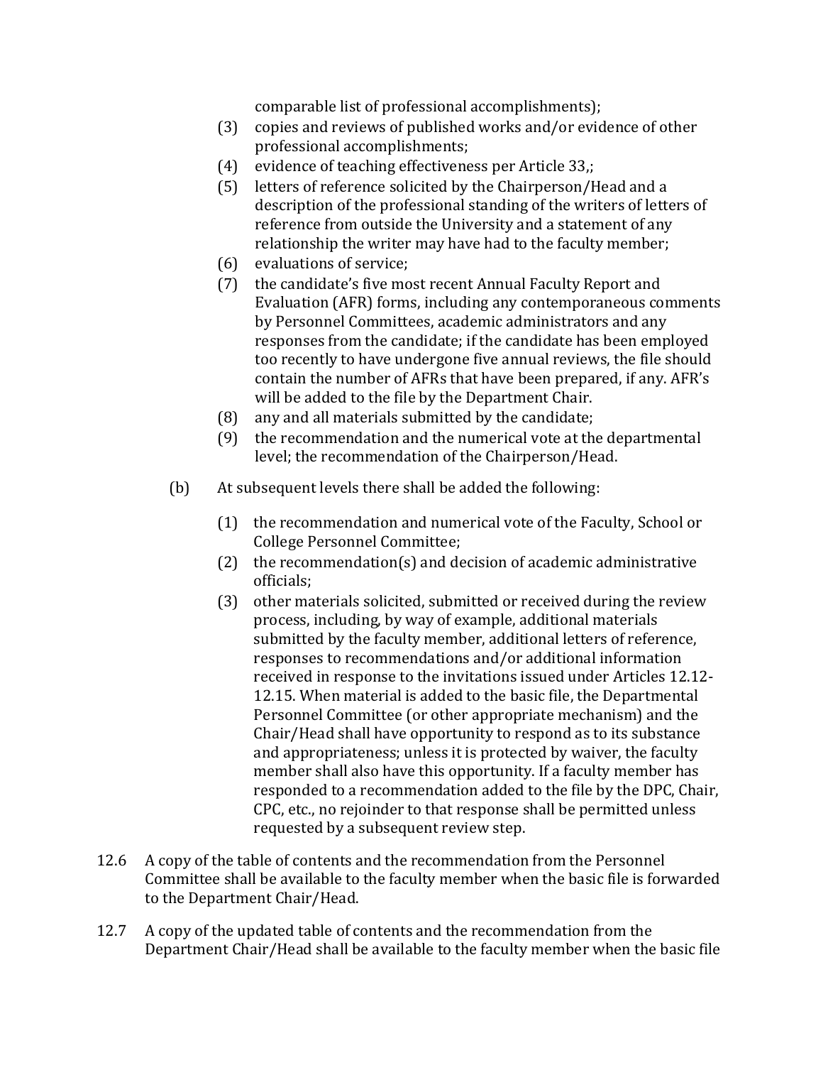comparable list of professional accomplishments);

(3) copies and reviews of published works and/or evidence of other professional accomplishments;

(4) evidence of teaching effectiveness per Article 33,;

(5) letters of reference solicited by the Chairperson/Head and a description of the professional standing of the writers of letters of reference from outside the University and a statement of any relationship the writer may have had to the faculty member;

(6) evaluations of service;

(7) the candidate's five most recent Annual Faculty Report and Evaluation (AFR) forms, including any contemporaneous comments by Personnel Committees, academic administrators and any responses from the candidate; if the candidate has been employed too recently to have undergone five annual reviews, the file should contain the number of AFRs that have been prepared, if any. AFR's will be added to the file by the Department Chair.

(8) any and all materials submitted by the candidate;

(9) the recommendation and the numerical vote at the departmental level; the recommendation of the Chairperson/Head.

(b) At subsequent levels there shall be added the following:

(1) the recommendation and numerical vote of the Faculty, School or College Personnel Committee;

(2) the recommendation(s) and decision of academic administrative officials;

(3) other materials solicited, submitted or received during the review process, including, by way of example, additional materials submitted by the faculty member, additional letters of reference, responses to recommendations and/or additional information received in response to the invitations issued under Articles 12.12-12.15. When material is added to the basic file, the Departmental Personnel Committee (or other appropriate mechanism) and the Chair/Head shall have opportunity to respond as to its substance and appropriateness; unless it is protected by waiver, the faculty member shall also have this opportunity. If a faculty member has responded to a recommendation added to the file by the DPC, Chair, CPC, etc., no rejoinder to that response shall be permitted unless requested by a subsequent review step.

12.6 A copy of the table of contents and the recommendation from the Personnel Committee shall be available to the faculty member when the basic file is forwarded to the Department Chair/Head.

12.7 A copy of the updated table of contents and the recommendation from the Department Chair/Head shall be available to the faculty member when the basic file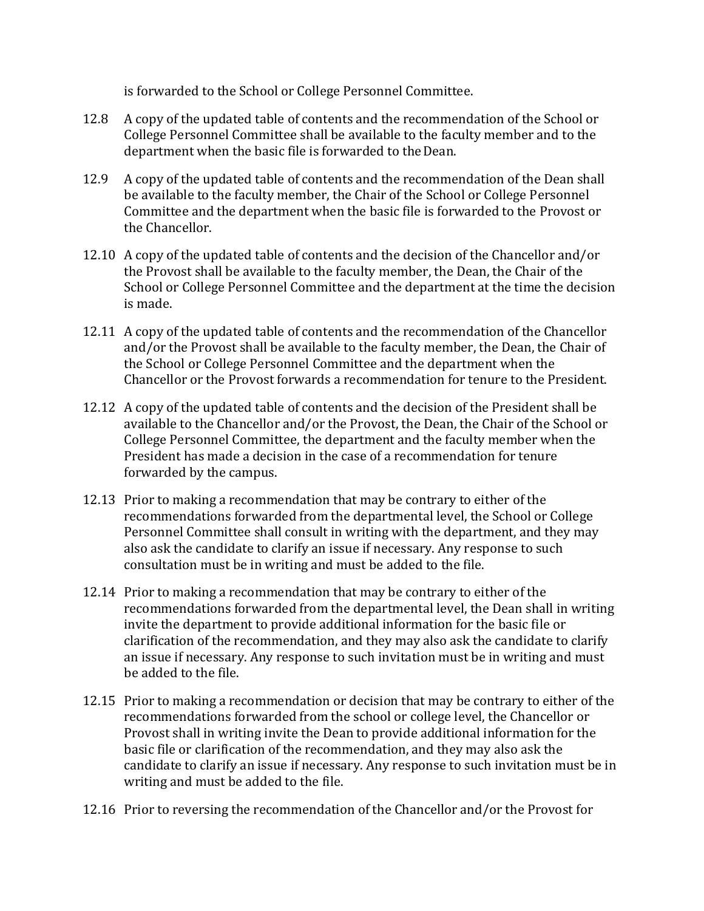is forwarded to the School or College Personnel Committee.

12.8 A copy of the updated table of contents and the recommendation of the School or College Personnel Committee shall be available to the faculty member and to the department when the basic file is forwarded to the Dean.

12.9 A copy of the updated table of contents and the recommendation of the Dean shall be available to the faculty member, the Chair of the School or College Personnel Committee and the department when the basic file is forwarded to the Provost or the Chancellor.

12.10 A copy of the updated table of contents and the decision of the Chancellor and/or the Provost shall be available to the faculty member, the Dean, the Chair of the School or College Personnel Committee and the department at the time the decision is made.

12.11 A copy of the updated table of contents and the recommendation of the Chancellor and/or the Provost shall be available to the faculty member, the Dean, the Chair of the School or College Personnel Committee and the department when the Chancellor or the Provost forwards a recommendation for tenure to the President.

12.12 A copy of the updated table of contents and the decision of the President shall be available to the Chancellor and/or the Provost, the Dean, the Chair of the School or College Personnel Committee, the department and the faculty member when the President has made a decision in the case of a recommendation for tenure forwarded by the campus.

12.13 Prior to making a recommendation that may be contrary to either of the recommendations forwarded from the departmental level, the School or College Personnel Committee shall consult in writing with the department, and they may also ask the candidate to clarify an issue if necessary. Any response to such consultation must be in writing and must be added to the file.

12.14 Prior to making a recommendation that may be contrary to either of the recommendations forwarded from the departmental level, the Dean shall in writing invite the department to provide additional information for the basic file or clarification of the recommendation, and they may also ask the candidate to clarify an issue if necessary. Any response to such invitation must be in writing and must be added to the file.

12.15 Prior to making a recommendation or decision that may be contrary to either of the recommendations forwarded from the school or college level, the Chancellor or Provost shall in writing invite the Dean to provide additional information for the basic file or clarification of the recommendation, and they may also ask the candidate to clarify an issue if necessary. Any response to such invitation must be in writing and must be added to the file.

12.16 Prior to reversing the recommendation of the Chancellor and/or the Provost for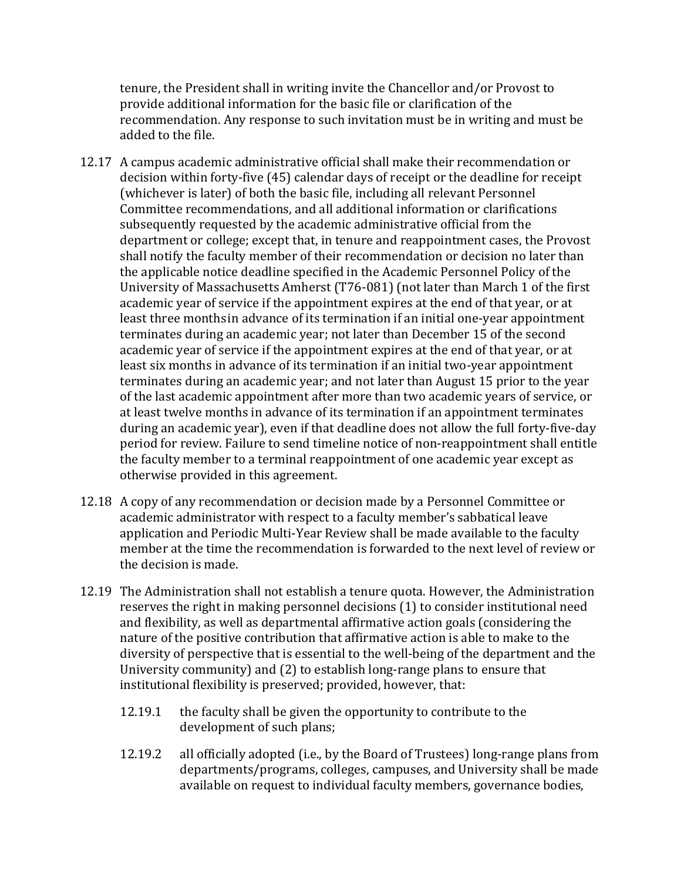tenure, the President shall in writing invite the Chancellor and/or Provost to provide additional information for the basic file or clarification of the recommendation. Any response to such invitation must be in writing and must be added to the file.

12.17 A campus academic administrative official shall make their recommendation or decision within forty-five (45) calendar days of receipt or the deadline for receipt (whichever is later) of both the basic file, including all relevant Personnel Committee recommendations, and all additional information or clarifications subsequently requested by the academic administrative official from the department or college; except that, in tenure and reappointment cases, the Provost shall notify the faculty member of their recommendation or decision no later than the applicable notice deadline specified in the Academic Personnel Policy of the University of Massachusetts Amherst (T76-081) (not later than March 1 of the first academic year of service if the appointment expires at the end of that year, or at least three monthsin advance of its termination if an initial one-year appointment terminates during an academic year; not later than December 15 of the second academic year of service if the appointment expires at the end of that year, or at least six months in advance of its termination if an initial two-year appointment terminates during an academic year; and not later than August 15 prior to the year of the last academic appointment after more than two academic years of service, or at least twelve months in advance of its termination if an appointment terminates during an academic year), even if that deadline does not allow the full forty-five-day period for review. Failure to send timeline notice of non-reappointment shall entitle the faculty member to a terminal reappointment of one academic year except as otherwise provided in this agreement.

12.18 A copy of any recommendation or decision made by a Personnel Committee or academic administrator with respect to a faculty member's sabbatical leave application and Periodic Multi-Year Review shall be made available to the faculty member at the time the recommendation is forwarded to the next level of review or the decision is made.

12.19 The Administration shall not establish a tenure quota. However, the Administration reserves the right in making personnel decisions (1) to consider institutional need and flexibility, as well as departmental affirmative action goals (considering the nature of the positive contribution that affirmative action is able to make to the diversity of perspective that is essential to the well-being of the department and the University community) and (2) to establish long-range plans to ensure that institutional flexibility is preserved; provided, however, that:

12.19.1 the faculty shall be given the opportunity to contribute to the development of such plans;

12.19.2 all officially adopted (i.e., by the Board of Trustees) long-range plans from departments/programs, colleges, campuses, and University shall be made available on request to individual faculty members, governance bodies,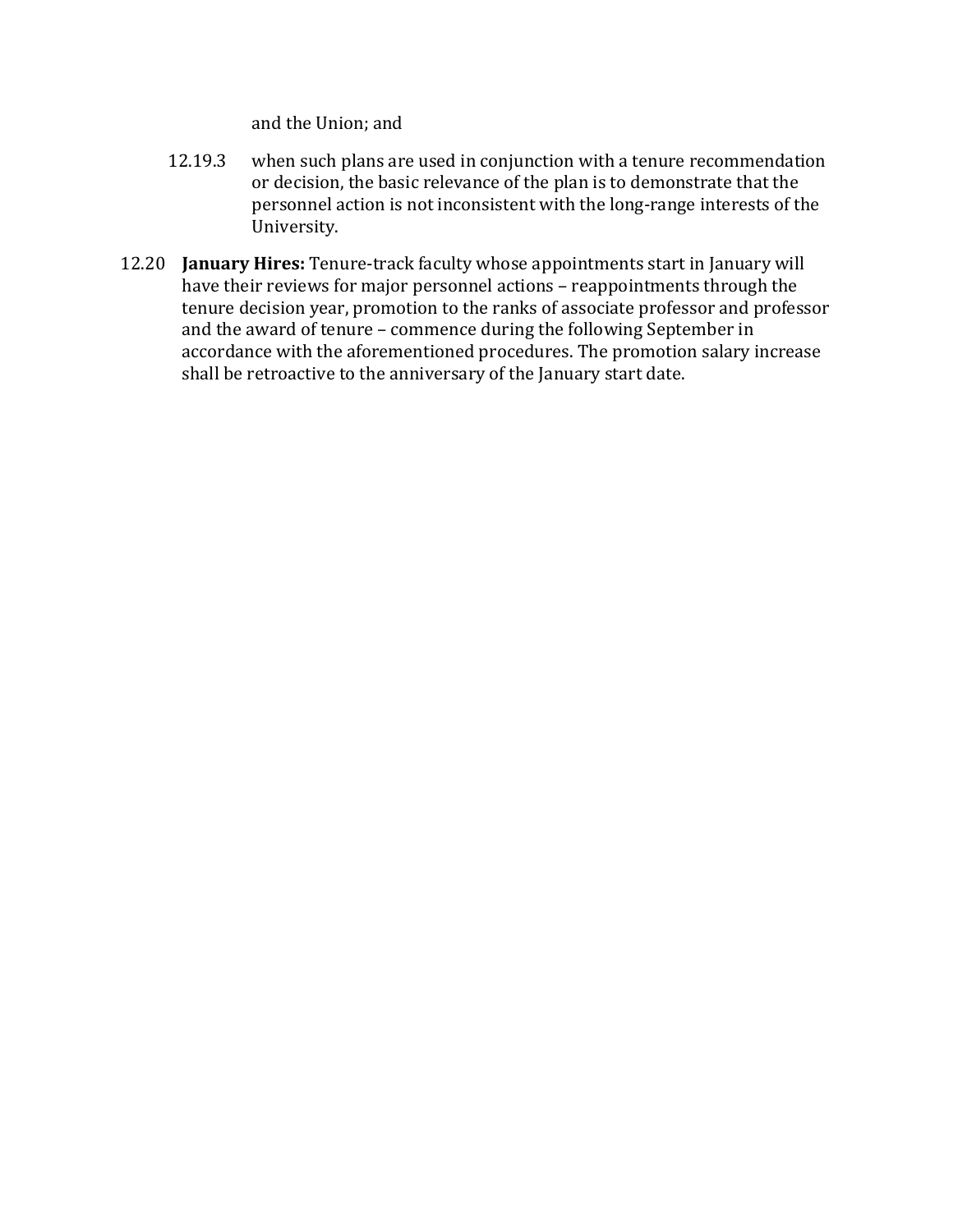and the Union; and

12.19.3 when such plans are used in conjunction with a tenure recommendation or decision, the basic relevance of the plan is to demonstrate that the personnel action is not inconsistent with the long-range interests of the University.

12.20 **January Hires:** Tenure-track faculty whose appointments start in January will have their reviews for major personnel actions – reappointments through the tenure decision year, promotion to the ranks of associate professor and professor and the award of tenure – commence during the following September in accordance with the aforementioned procedures. The promotion salary increase shall be retroactive to the anniversary of the January start date.